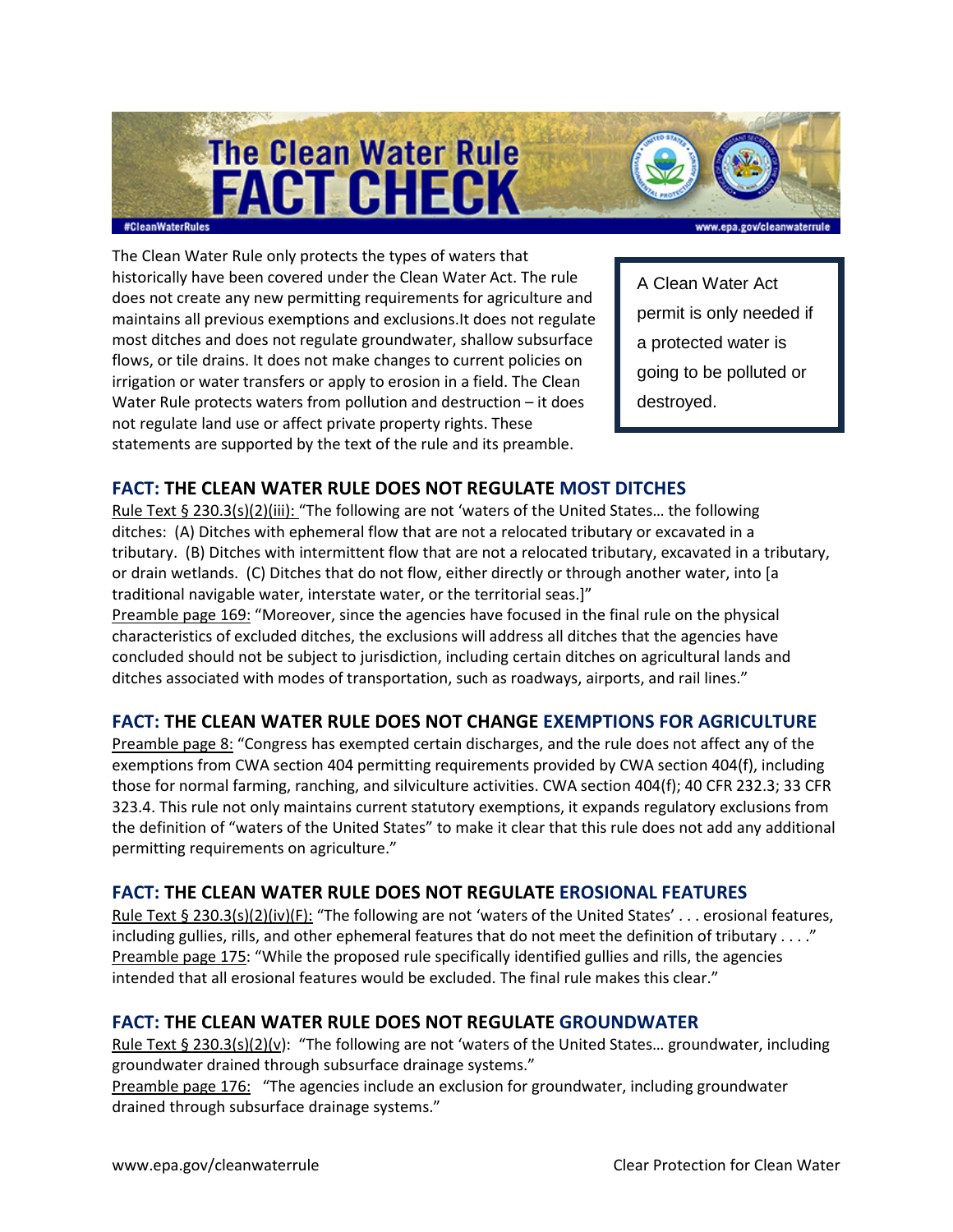# The Clean Water Rule FACT CHECK

#CleanWaterRules

www.epa.gov/cleanwaterrule

The Clean Water Rule only protects the types of waters that historically have been covered under the Clean Water Act. The rule does not create any new permitting requirements for agriculture and maintains all previous exemptions and exclusions.It does not regulate most ditches and does not regulate groundwater, shallow subsurface flows, or tile drains. It does not make changes to current policies on irrigation or water transfers or apply to erosion in a field. The Clean Water Rule protects waters from pollution and destruction – it does not regulate land use or affect private property rights. These statements are supported by the text of the rule and its preamble.

> A Clean Water Act permit is only needed if a protected water is going to be polluted or destroyed.

## FACT: THE CLEAN WATER RULE DOES NOT REGULATE MOST DITCHES

Rule Text § 230.3(s)(2)(iii): "The following are not 'waters of the United States… the following ditches: (A) Ditches with ephemeral flow that are not a relocated tributary or excavated in a tributary. (B) Ditches with intermittent flow that are not a relocated tributary, excavated in a tributary, or drain wetlands. (C) Ditches that do not flow, either directly or through another water, into [a traditional navigable water, interstate water, or the territorial seas.]"

Preamble page 169: "Moreover, since the agencies have focused in the final rule on the physical characteristics of excluded ditches, the exclusions will address all ditches that the agencies have concluded should not be subject to jurisdiction, including certain ditches on agricultural lands and ditches associated with modes of transportation, such as roadways, airports, and rail lines."

## FACT: THE CLEAN WATER RULE DOES NOT CHANGE EXEMPTIONS FOR AGRICULTURE

Preamble page 8: "Congress has exempted certain discharges, and the rule does not affect any of the exemptions from CWA section 404 permitting requirements provided by CWA section 404(f), including those for normal farming, ranching, and silviculture activities. CWA section 404(f); 40 CFR 232.3; 33 CFR 323.4. This rule not only maintains current statutory exemptions, it expands regulatory exclusions from the definition of "waters of the United States" to make it clear that this rule does not add any additional permitting requirements on agriculture."

## FACT: THE CLEAN WATER RULE DOES NOT REGULATE EROSIONAL FEATURES

Rule Text § 230.3(s)(2)(iv)(F): "The following are not 'waters of the United States' . . . erosional features, including gullies, rills, and other ephemeral features that do not meet the definition of tributary . . . ."

Preamble page 175: "While the proposed rule specifically identified gullies and rills, the agencies intended that all erosional features would be excluded. The final rule makes this clear."

## FACT: THE CLEAN WATER RULE DOES NOT REGULATE GROUNDWATER

Rule Text § 230.3(s)(2)(v): "The following are not 'waters of the United States… groundwater, including groundwater drained through subsurface drainage systems."

Preamble page 176: "The agencies include an exclusion for groundwater, including groundwater drained through subsurface drainage systems."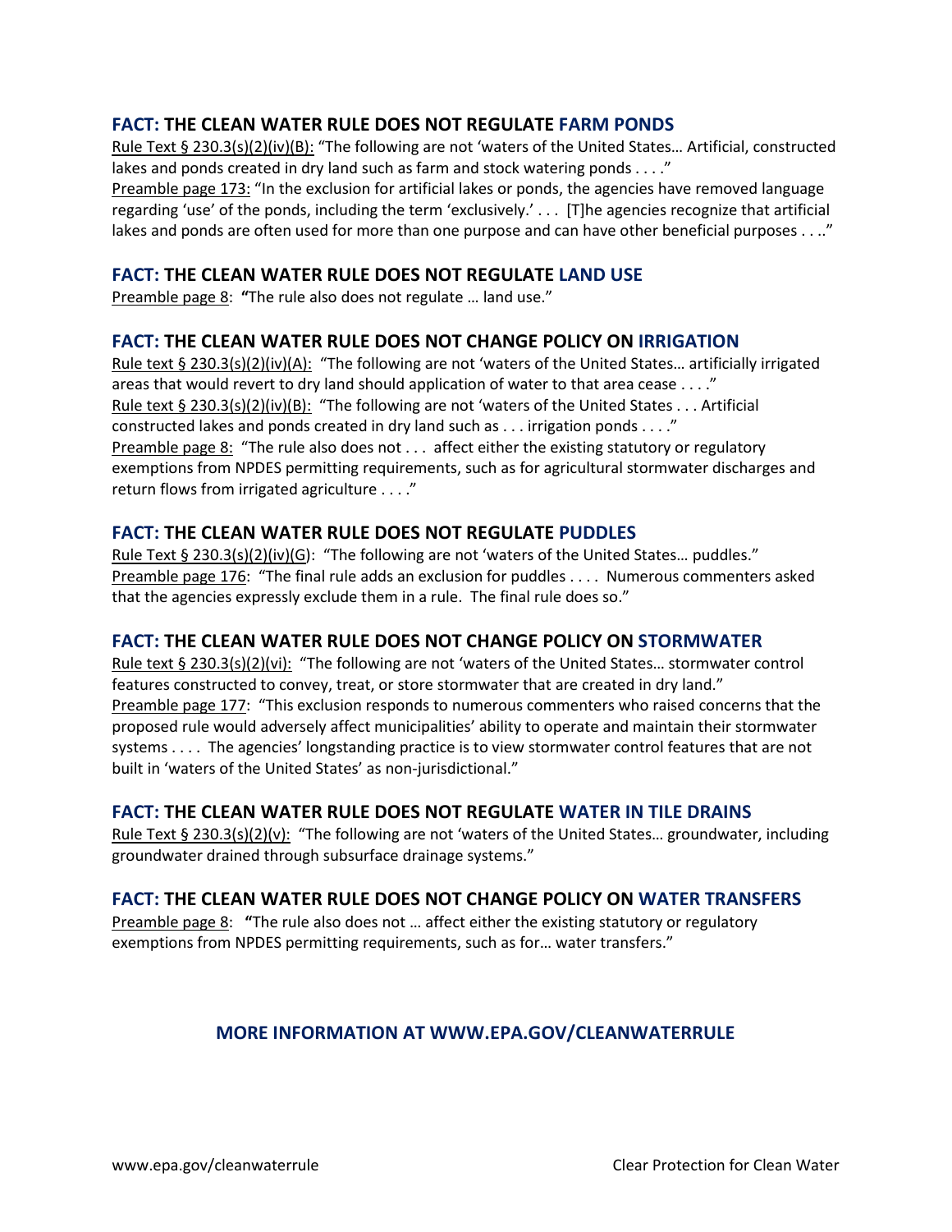## FACT: THE CLEAN WATER RULE DOES NOT REGULATE FARM PONDS

Rule Text § 230.3(s)(2)(iv)(B): "The following are not 'waters of the United States… Artificial, constructed lakes and ponds created in dry land such as farm and stock watering ponds . . . ."

Preamble page 173: "In the exclusion for artificial lakes or ponds, the agencies have removed language regarding 'use' of the ponds, including the term 'exclusively.' . . . [T]he agencies recognize that artificial lakes and ponds are often used for more than one purpose and can have other beneficial purposes . . .."

## FACT: THE CLEAN WATER RULE DOES NOT REGULATE LAND USE

Preamble page 8: **"**The rule also does not regulate … land use."

## FACT: THE CLEAN WATER RULE DOES NOT CHANGE POLICY ON IRRIGATION

Rule text § 230.3(s)(2)(iv)(A): "The following are not 'waters of the United States… artificially irrigated areas that would revert to dry land should application of water to that area cease . . . ."

Rule text § 230.3(s)(2)(iv)(B): "The following are not 'waters of the United States . . . Artificial constructed lakes and ponds created in dry land such as . . . irrigation ponds . . . ."

Preamble page 8: "The rule also does not . . . affect either the existing statutory or regulatory exemptions from NPDES permitting requirements, such as for agricultural stormwater discharges and return flows from irrigated agriculture . . . ."

## FACT: THE CLEAN WATER RULE DOES NOT REGULATE PUDDLES

Rule Text § 230.3(s)(2)(iv)(G): "The following are not 'waters of the United States… puddles."

Preamble page 176: "The final rule adds an exclusion for puddles . . . . Numerous commenters asked that the agencies expressly exclude them in a rule. The final rule does so."

## FACT: THE CLEAN WATER RULE DOES NOT CHANGE POLICY ON STORMWATER

Rule text § 230.3(s)(2)(vi): "The following are not 'waters of the United States… stormwater control features constructed to convey, treat, or store stormwater that are created in dry land."

Preamble page 177: "This exclusion responds to numerous commenters who raised concerns that the proposed rule would adversely affect municipalities' ability to operate and maintain their stormwater systems . . . . The agencies' longstanding practice is to view stormwater control features that are not built in 'waters of the United States' as non-jurisdictional."

## FACT: THE CLEAN WATER RULE DOES NOT REGULATE WATER IN TILE DRAINS

Rule Text § 230.3(s)(2)(v): "The following are not 'waters of the United States… groundwater, including groundwater drained through subsurface drainage systems."

## FACT: THE CLEAN WATER RULE DOES NOT CHANGE POLICY ON WATER TRANSFERS

Preamble page 8: **"**The rule also does not … affect either the existing statutory or regulatory exemptions from NPDES permitting requirements, such as for… water transfers."

**MORE INFORMATION AT WWW.EPA.GOV/CLEANWATERRULE**